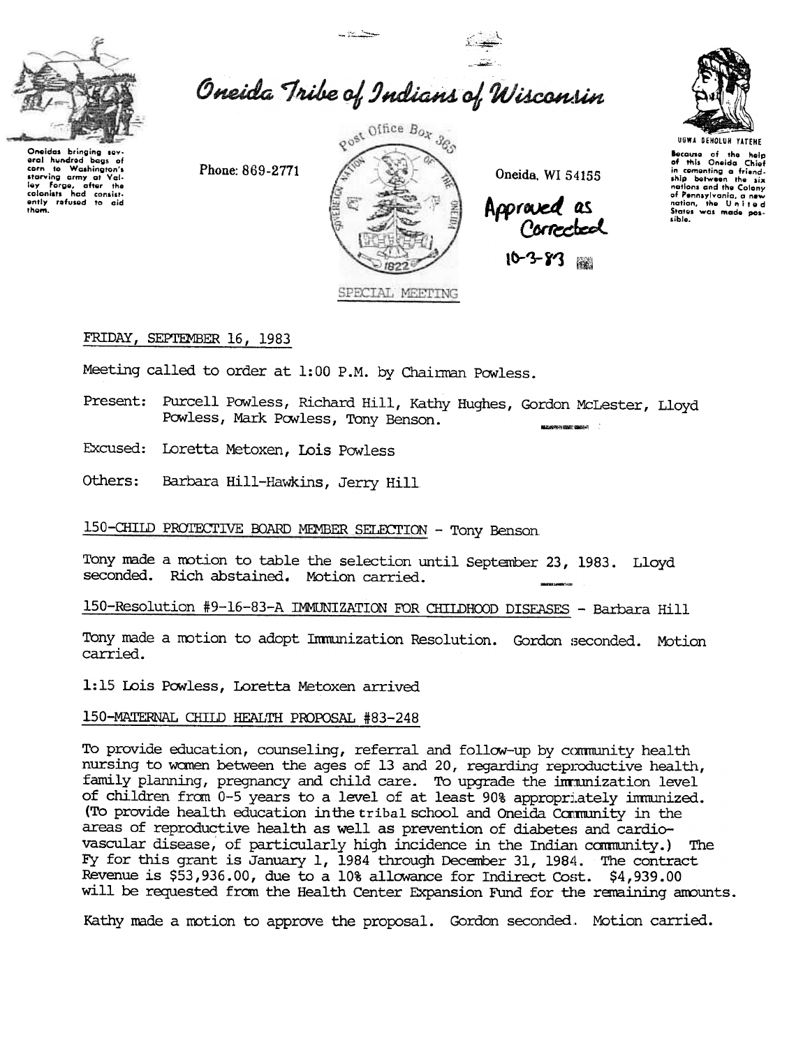Oneidas bringing several hundred bags of corn to Washington's starving army at Valley Forge, after the colonists had consistently refused to aid them.

# Oneida Tribe of Indians of Wisconsin

Phone: 869-2771

Post Office Box 365

Oneida, WI 54155

UGWA DEHOLUH YATENE

Because of the help of this Oneida Chief in cementing a friendship between the six nations and the Colony of Pennsylvania, a new nation, the United States was made possible.

Approved as Corrected 10-3-83

SPECIAL MEETING

FRIDAY, SEPTEMBER 16, 1983

Meeting called to order at 1:00 P.M. by Chairman Powless.

Present: Purcell Powless, Richard Hill, Kathy Hughes, Gordon McLester, Lloyd Powless, Mark Powless, Tony Benson.

Excused: Loretta Metoxen, Lois Powless

Others: Barbara Hill-Hawkins, Jerry Hill

150-CHILD PROTECTIVE BOARD MEMBER SELECTION - Tony Benson

Tony made a motion to table the selection until September 23, 1983. Lloyd seconded. Rich abstained. Motion carried.

150-Resolution #9-16-83-A IMMUNIZATION FOR CHILDHOOD DISEASES - Barbara Hill

Tony made a motion to adopt Immunization Resolution. Gordon seconded. Motion carried.

1:15 Lois Powless, Loretta Metoxen arrived

150-MATERNAL CHILD HEALTH PROPOSAL #83-248

To provide education, counseling, referral and follow-up by community health nursing to women between the ages of 13 and 20, regarding reproductive health, family planning, pregnancy and child care. To upgrade the immunization level of children from 0-5 years to a level of at least 90% appropriately immunized. (To provide health education in the tribal school and Oneida Community in the areas of reproductive health as well as prevention of diabetes and cardio-vascular disease, of particularly high incidence in the Indian community.) The Fy for this grant is January 1, 1984 through December 31, 1984. The contract Revenue is $53,936.00, due to a 10% allowance for Indirect Cost. $4,939.00 will be requested from the Health Center Expansion Fund for the remaining amounts.

Kathy made a motion to approve the proposal. Gordon seconded. Motion carried.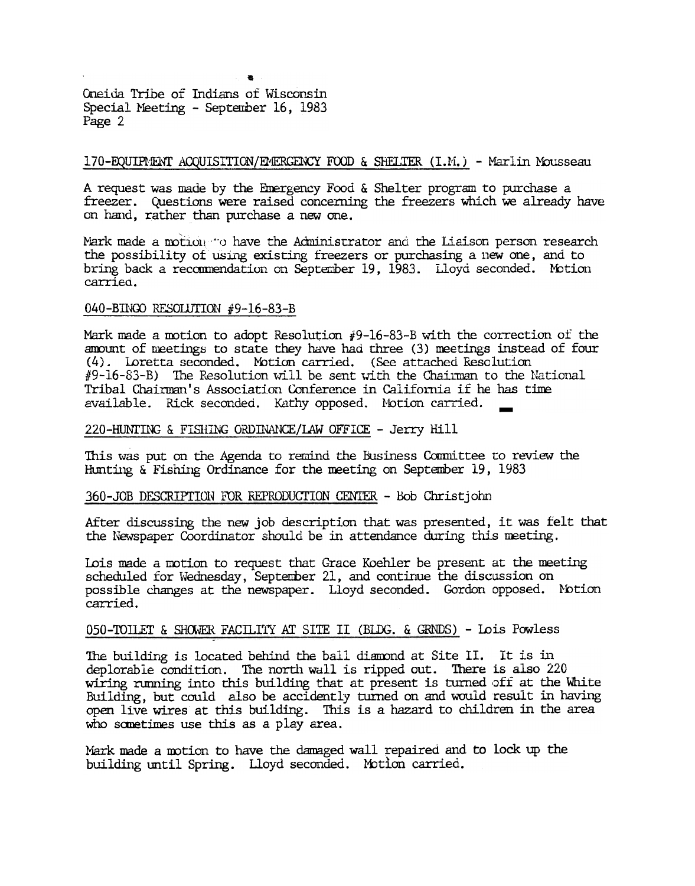170-EQUIPMENT ACQUISITION/EMERGENCY FOOD & SHELTER (I.M.) - Marlin Mousseau

A request was made by the Emergency Food & Shelter program to purchase a freezer. Questions were raised concerning the freezers which we already have on hand, rather than purchase a new one.

Mark made a motion to have the Administrator and the Liaison person research the possibility of using existing freezers or purchasing a new one, and to bring back a recommendation on September 19, 1983. Lloyd seconded. Motion carried.

040-BINGO RESOLUTION #9-16-83-B

Mark made a motion to adopt Resolution #9-16-83-B with the correction of the amount of meetings to state they have had three (3) meetings instead of four (4). Loretta seconded. Motion carried. (See attached Resolution #9-16-83-B) The Resolution will be sent with the Chairman to the National Tribal Chairman's Association Conference in California if he has time available. Rick seconded. Kathy opposed. Motion carried.

220-HUNTING & FISHING ORDINANCE/LAW OFFICE - Jerry Hill

This was put on the Agenda to remind the Business Committee to review the Hunting & Fishing Ordinance for the meeting on September 19, 1983

360-JOB DESCRIPTION FOR REPRODUCTION CENTER - Bob Christjohn

After discussing the new job description that was presented, it was felt that the Newspaper Coordinator should be in attendance during this meeting.

Lois made a motion to request that Grace Koehler be present at the meeting scheduled for Wednesday, September 21, and continue the discussion on possible changes at the newspaper. Lloyd seconded. Gordon opposed. Motion carried.

050-TOILET & SHOWER FACILITY AT SITE II (BLDG. & GRNDS) - Lois Powless

The building is located behind the ball diamond at Site II. It is in deplorable condition. The north wall is ripped out. There is also 220 wiring running into this building that at present is turned off at the White Building, but could also be accidently turned on and would result in having open live wires at this building. This is a hazard to children in the area who sometimes use this as a play area.

Mark made a motion to have the damaged wall repaired and to lock up the building until Spring. Lloyd seconded. Motion carried.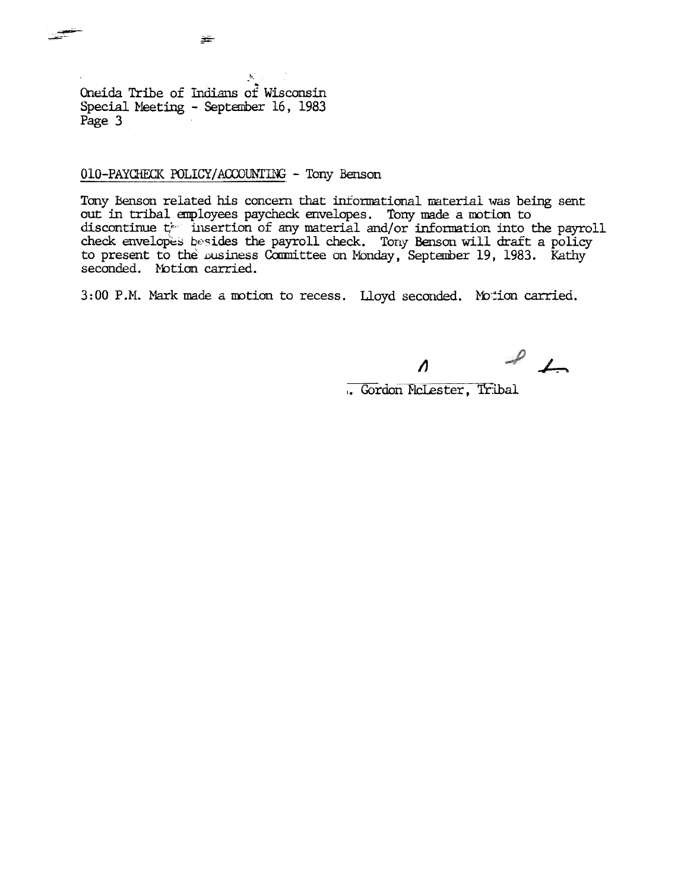Oneida Tribe of Indians of Wisconsin
Special Meeting - September 16, 1983
Page 3

010-PAYCHECK POLICY/ACCOUNTING - Tony Benson

Tony Benson related his concern that informational material was being sent out in tribal employees paycheck envelopes. Tony made a motion to discontinue the insertion of any material and/or information into the payroll check envelopes besides the payroll check. Tony Benson will draft a policy to present to the Business Committee on Monday, September 19, 1983. Kathy seconded. Motion carried.

3:00 P.M. Mark made a motion to recess. Lloyd seconded. Motion carried.

Gordon McLester, Tribal